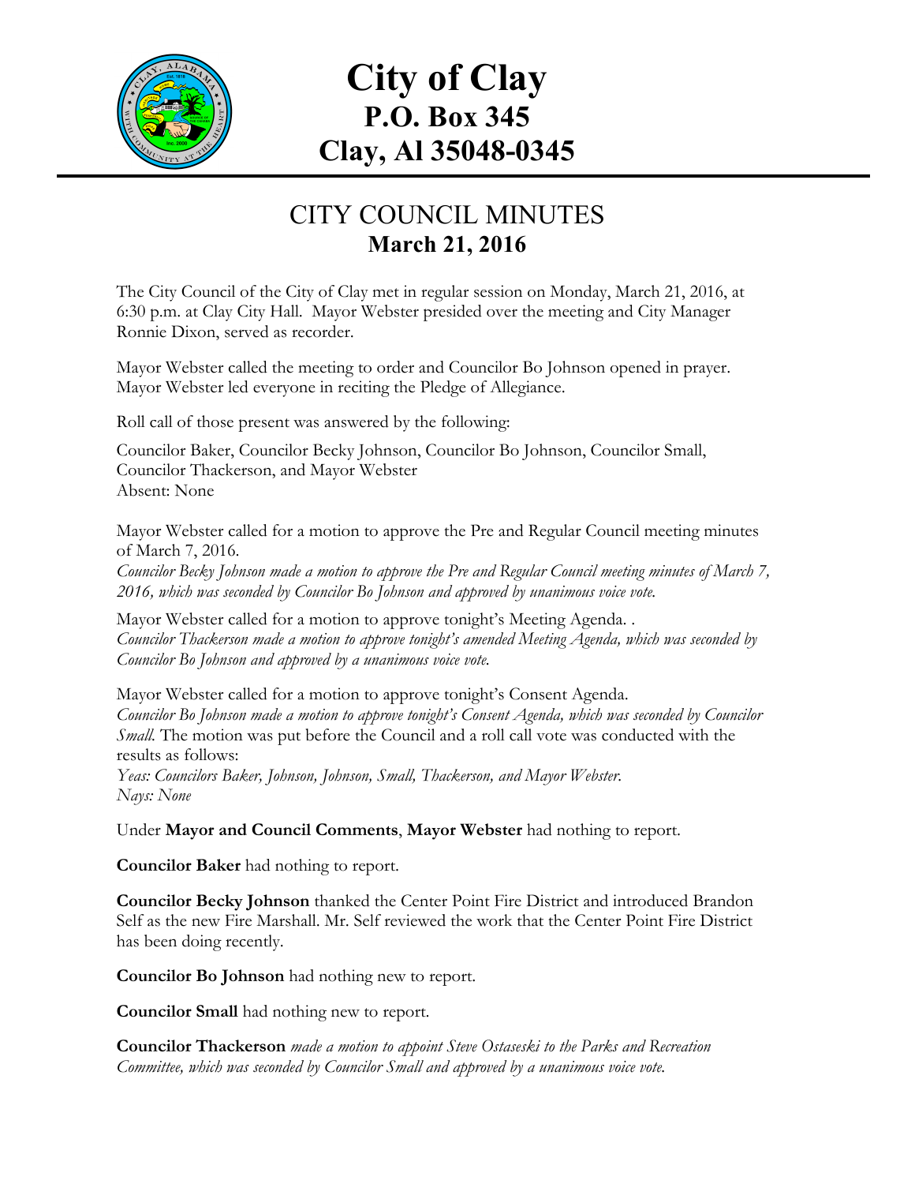# City of Clay
## P.O. Box 345
## Clay, Al 35048-0345

## CITY COUNCIL MINUTES
### March 21, 2016

The City Council of the City of Clay met in regular session on Monday, March 21, 2016, at 6:30 p.m. at Clay City Hall. Mayor Webster presided over the meeting and City Manager Ronnie Dixon, served as recorder.

Mayor Webster called the meeting to order and Councilor Bo Johnson opened in prayer. Mayor Webster led everyone in reciting the Pledge of Allegiance.

Roll call of those present was answered by the following:

Councilor Baker, Councilor Becky Johnson, Councilor Bo Johnson, Councilor Small, Councilor Thackerson, and Mayor Webster
Absent: None

Mayor Webster called for a motion to approve the Pre and Regular Council meeting minutes of March 7, 2016.
*Councilor Becky Johnson made a motion to approve the Pre and Regular Council meeting minutes of March 7, 2016, which was seconded by Councilor Bo Johnson and approved by unanimous voice vote.*

Mayor Webster called for a motion to approve tonight's Meeting Agenda. .
*Councilor Thackerson made a motion to approve tonight's amended Meeting Agenda, which was seconded by Councilor Bo Johnson and approved by a unanimous voice vote.*

Mayor Webster called for a motion to approve tonight's Consent Agenda.
*Councilor Bo Johnson made a motion to approve tonight's Consent Agenda, which was seconded by Councilor Small.* The motion was put before the Council and a roll call vote was conducted with the results as follows:
*Yeas: Councilors Baker, Johnson, Johnson, Small, Thackerson, and Mayor Webster.*
*Nays: None*

Under **Mayor and Council Comments**, **Mayor Webster** had nothing to report.

**Councilor Baker** had nothing to report.

**Councilor Becky Johnson** thanked the Center Point Fire District and introduced Brandon Self as the new Fire Marshall. Mr. Self reviewed the work that the Center Point Fire District has been doing recently.

**Councilor Bo Johnson** had nothing new to report.

**Councilor Small** had nothing new to report.

**Councilor Thackerson** *made a motion to appoint Steve Ostaseski to the Parks and Recreation Committee, which was seconded by Councilor Small and approved by a unanimous voice vote.*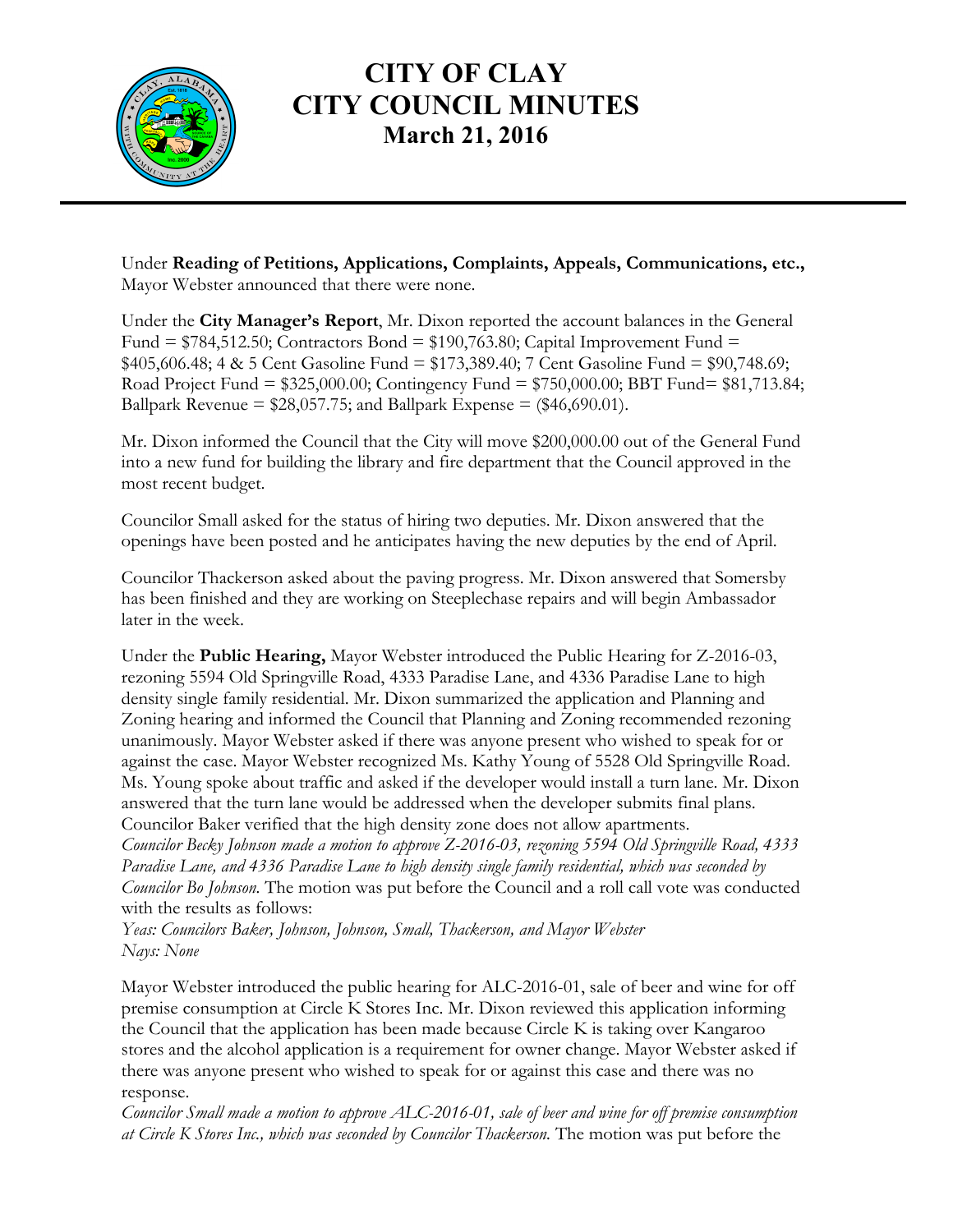# CITY OF CLAY
# CITY COUNCIL MINUTES
## March 21, 2016

Under **Reading of Petitions, Applications, Complaints, Appeals, Communications, etc.,** Mayor Webster announced that there were none.

Under the **City Manager's Report**, Mr. Dixon reported the account balances in the General Fund = $784,512.50; Contractors Bond = $190,763.80; Capital Improvement Fund = $405,606.48; 4 & 5 Cent Gasoline Fund = $173,389.40; 7 Cent Gasoline Fund = $90,748.69; Road Project Fund = $325,000.00; Contingency Fund = $750,000.00; BBT Fund= $81,713.84; Ballpark Revenue = $28,057.75; and Ballpark Expense = ($46,690.01).

Mr. Dixon informed the Council that the City will move $200,000.00 out of the General Fund into a new fund for building the library and fire department that the Council approved in the most recent budget.

Councilor Small asked for the status of hiring two deputies. Mr. Dixon answered that the openings have been posted and he anticipates having the new deputies by the end of April.

Councilor Thackerson asked about the paving progress. Mr. Dixon answered that Somersby has been finished and they are working on Steeplechase repairs and will begin Ambassador later in the week.

Under the **Public Hearing,** Mayor Webster introduced the Public Hearing for Z-2016-03, rezoning 5594 Old Springville Road, 4333 Paradise Lane, and 4336 Paradise Lane to high density single family residential. Mr. Dixon summarized the application and Planning and Zoning hearing and informed the Council that Planning and Zoning recommended rezoning unanimously. Mayor Webster asked if there was anyone present who wished to speak for or against the case. Mayor Webster recognized Ms. Kathy Young of 5528 Old Springville Road. Ms. Young spoke about traffic and asked if the developer would install a turn lane. Mr. Dixon answered that the turn lane would be addressed when the developer submits final plans. Councilor Baker verified that the high density zone does not allow apartments.
*Councilor Becky Johnson made a motion to approve Z-2016-03, rezoning 5594 Old Springville Road, 4333 Paradise Lane, and 4336 Paradise Lane to high density single family residential, which was seconded by Councilor Bo Johnson.* The motion was put before the Council and a roll call vote was conducted with the results as follows:
*Yeas: Councilors Baker, Johnson, Johnson, Small, Thackerson, and Mayor Webster*
*Nays: None*

Mayor Webster introduced the public hearing for ALC-2016-01, sale of beer and wine for off premise consumption at Circle K Stores Inc. Mr. Dixon reviewed this application informing the Council that the application has been made because Circle K is taking over Kangaroo stores and the alcohol application is a requirement for owner change. Mayor Webster asked if there was anyone present who wished to speak for or against this case and there was no response.
*Councilor Small made a motion to approve ALC-2016-01, sale of beer and wine for off premise consumption at Circle K Stores Inc., which was seconded by Councilor Thackerson.* The motion was put before the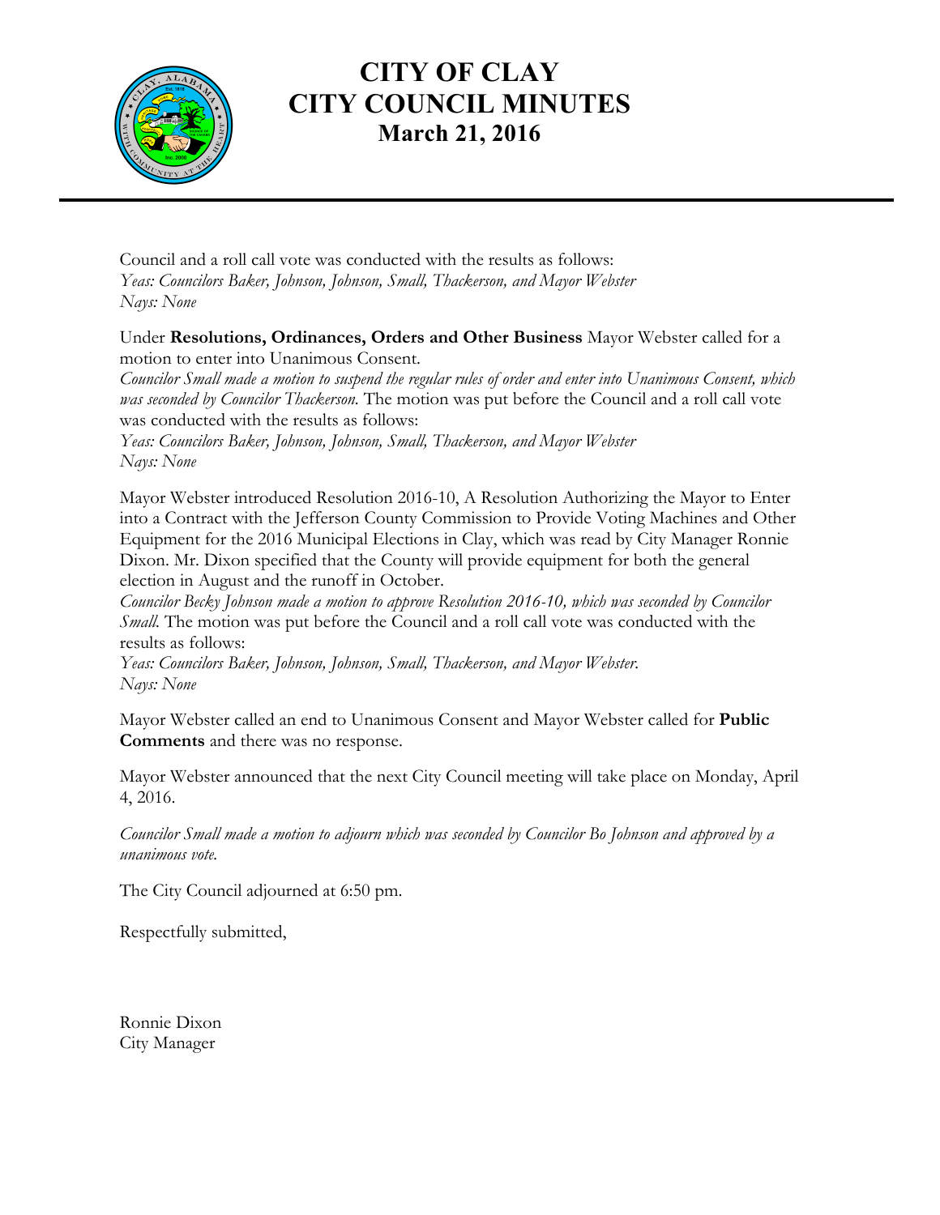Council and a roll call vote was conducted with the results as follows:
*Yeas: Councilors Baker, Johnson, Johnson, Small, Thackerson, and Mayor Webster*
*Nays: None*

Under **Resolutions, Ordinances, Orders and Other Business** Mayor Webster called for a motion to enter into Unanimous Consent.
*Councilor Small made a motion to suspend the regular rules of order and enter into Unanimous Consent, which was seconded by Councilor Thackerson.* The motion was put before the Council and a roll call vote was conducted with the results as follows:
*Yeas: Councilors Baker, Johnson, Johnson, Small, Thackerson, and Mayor Webster*
*Nays: None*

Mayor Webster introduced Resolution 2016-10, A Resolution Authorizing the Mayor to Enter into a Contract with the Jefferson County Commission to Provide Voting Machines and Other Equipment for the 2016 Municipal Elections in Clay, which was read by City Manager Ronnie Dixon. Mr. Dixon specified that the County will provide equipment for both the general election in August and the runoff in October.
*Councilor Becky Johnson made a motion to approve Resolution 2016-10, which was seconded by Councilor Small.* The motion was put before the Council and a roll call vote was conducted with the results as follows:
*Yeas: Councilors Baker, Johnson, Johnson, Small, Thackerson, and Mayor Webster.*
*Nays: None*

Mayor Webster called an end to Unanimous Consent and Mayor Webster called for **Public Comments** and there was no response.

Mayor Webster announced that the next City Council meeting will take place on Monday, April 4, 2016.

*Councilor Small made a motion to adjourn which was seconded by Councilor Bo Johnson and approved by a unanimous vote.*

The City Council adjourned at 6:50 pm.

Respectfully submitted,

Ronnie Dixon
City Manager